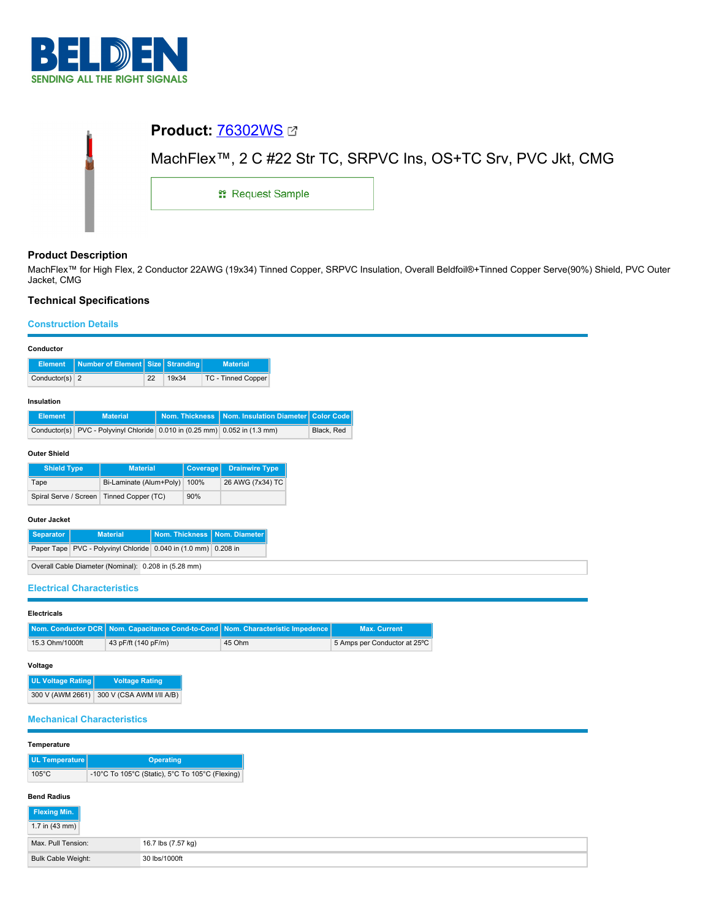BELDEN

SENDING ALL THE RIGHT SIGNALS

## Product: 76302WS

MachFlex™, 2 C #22 Str TC, SRPVC Ins, OS+TC Srv, PVC Jkt, CMG

Request Sample

### Product Description

MachFlex™ for High Flex, 2 Conductor 22AWG (19x34) Tinned Copper, SRPVC Insulation, Overall Beldfoil®+Tinned Copper Serve(90%) Shield, PVC Outer Jacket, CMG

### Technical Specifications

#### Construction Details

**Conductor**

| Element | Number of Element | Size | Stranding | Material |
|---|---|---|---|---|
| Conductor(s) | 2 | 22 | 19x34 | TC - Tinned Copper |

**Insulation**

| Element | Material | Nom. Thickness | Nom. Insulation Diameter | Color Code |
|---|---|---|---|---|
| Conductor(s) | PVC - Polyvinyl Chloride | 0.010 in (0.25 mm) | 0.052 in (1.3 mm) | Black, Red |

**Outer Shield**

| Shield Type | Material | Coverage | Drainwire Type |
|---|---|---|---|
| Tape | Bi-Laminate (Alum+Poly) | 100% | 26 AWG (7x34) TC |
| Spiral Serve / Screen | Tinned Copper (TC) | 90% | |

**Outer Jacket**

| Separator | Material | Nom. Thickness | Nom. Diameter |
|---|---|---|---|
| Paper Tape | PVC - Polyvinyl Chloride | 0.040 in (1.0 mm) | 0.208 in |

| Overall Cable Diameter (Nominal): | 0.208 in (5.28 mm) |
|---|---|

#### Electrical Characteristics

**Electricals**

| Nom. Conductor DCR | Nom. Capacitance Cond-to-Cond | Nom. Characteristic Impedence | Max. Current |
|---|---|---|---|
| 15.3 Ohm/1000ft | 43 pF/ft (140 pF/m) | 45 Ohm | 5 Amps per Conductor at 25ºC |

**Voltage**

| UL Voltage Rating | Voltage Rating |
|---|---|
| 300 V (AWM 2661) | 300 V (CSA AWM I/II A/B) |

#### Mechanical Characteristics

**Temperature**

| UL Temperature | Operating |
|---|---|
| 105°C | -10°C To 105°C (Static), 5°C To 105°C (Flexing) |

**Bend Radius**

| Flexing Min. |
|---|
| 1.7 in (43 mm) |

| Max. Pull Tension: | 16.7 lbs (7.57 kg) |
|---|---|
| Bulk Cable Weight: | 30 lbs/1000ft |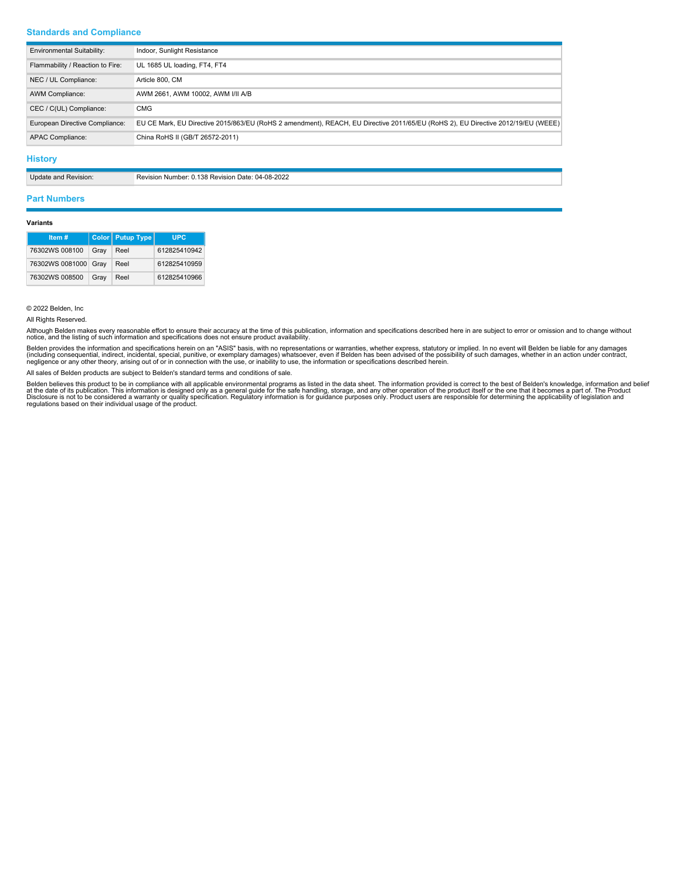## Standards and Compliance

| | |
|---|---|
| Environmental Suitability: | Indoor, Sunlight Resistance |
| Flammability / Reaction to Fire: | UL 1685 UL loading, FT4, FT4 |
| NEC / UL Compliance: | Article 800, CM |
| AWM Compliance: | AWM 2661, AWM 10002, AWM I/II A/B |
| CEC / C(UL) Compliance: | CMG |
| European Directive Compliance: | EU CE Mark, EU Directive 2015/863/EU (RoHS 2 amendment), REACH, EU Directive 2011/65/EU (RoHS 2), EU Directive 2012/19/EU (WEEE) |
| APAC Compliance: | China RoHS II (GB/T 26572-2011) |

## History

| | |
|---|---|
| Update and Revision: | Revision Number: 0.138 Revision Date: 04-08-2022 |

## Part Numbers

**Variants**

| Item # | Color | Putup Type | UPC |
|---|---|---|---|
| 76302WS 008100 | Gray | Reel | 612825410942 |
| 76302WS 0081000 | Gray | Reel | 612825410959 |
| 76302WS 008500 | Gray | Reel | 612825410966 |

© 2022 Belden, Inc

All Rights Reserved.

Although Belden makes every reasonable effort to ensure their accuracy at the time of this publication, information and specifications described here in are subject to error or omission and to change without notice, and the listing of such information and specifications does not ensure product availability.

Belden provides the information and specifications herein on an "ASIS" basis, with no representations or warranties, whether express, statutory or implied. In no event will Belden be liable for any damages (including consequential, indirect, incidental, special, punitive, or exemplary damages) whatsoever, even if Belden has been advised of the possibility of such damages, whether in an action under contract, negligence or any other theory, arising out of or in connection with the use, or inability to use, the information or specifications described herein.

All sales of Belden products are subject to Belden's standard terms and conditions of sale.

Belden believes this product to be in compliance with all applicable environmental programs as listed in the data sheet. The information provided is correct to the best of Belden's knowledge, information and belief at the date of its publication. This information is designed only as a general guide for the safe handling, storage, and any other operation of the product itself or the one that it becomes a part of. The Product Disclosure is not to be considered a warranty or quality specification. Regulatory information is for guidance purposes only. Product users are responsible for determining the applicability of legislation and regulations based on their individual usage of the product.